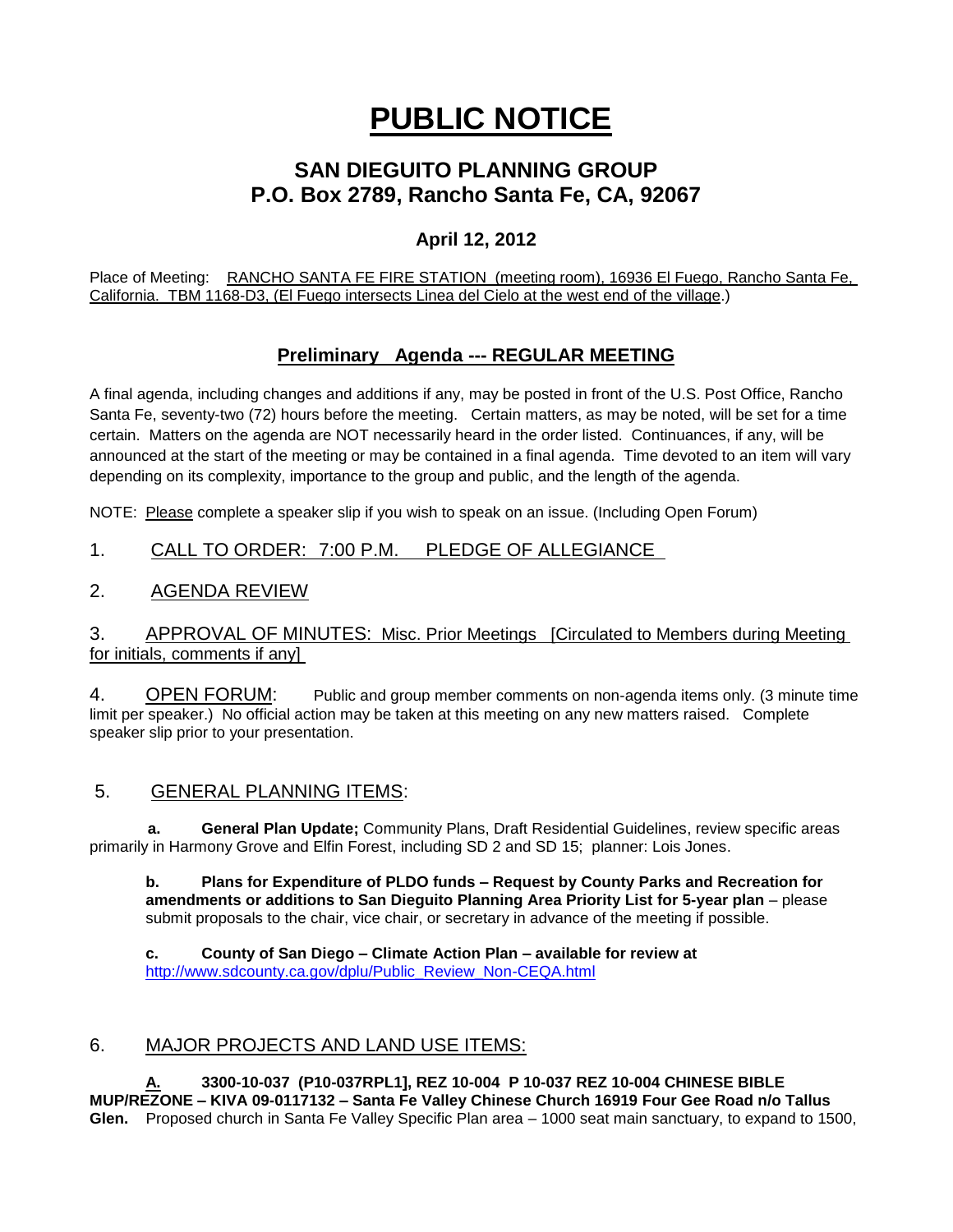# PUBLIC NOTICE

## SAN DIEGUITO PLANNING GROUP
## P.O. Box 2789, Rancho Santa Fe, CA, 92067

### April 12, 2012

Place of Meeting: RANCHO SANTA FE FIRE STATION (meeting room), 16936 El Fuego, Rancho Santa Fe, California. TBM 1168-D3, (El Fuego intersects Linea del Cielo at the west end of the village.)

## Preliminary Agenda --- REGULAR MEETING

A final agenda, including changes and additions if any, may be posted in front of the U.S. Post Office, Rancho Santa Fe, seventy-two (72) hours before the meeting. Certain matters, as may be noted, will be set for a time certain. Matters on the agenda are NOT necessarily heard in the order listed. Continuances, if any, will be announced at the start of the meeting or may be contained in a final agenda. Time devoted to an item will vary depending on its complexity, importance to the group and public, and the length of the agenda.

NOTE: Please complete a speaker slip if you wish to speak on an issue. (Including Open Forum)

1. CALL TO ORDER: 7:00 P.M. PLEDGE OF ALLEGIANCE

2. AGENDA REVIEW

3. APPROVAL OF MINUTES: Misc. Prior Meetings [Circulated to Members during Meeting for initials, comments if any]

4. OPEN FORUM: Public and group member comments on non-agenda items only. (3 minute time limit per speaker.) No official action may be taken at this meeting on any new matters raised. Complete speaker slip prior to your presentation.

5. GENERAL PLANNING ITEMS:

**a. General Plan Update;** Community Plans, Draft Residential Guidelines, review specific areas primarily in Harmony Grove and Elfin Forest, including SD 2 and SD 15; planner: Lois Jones.

**b. Plans for Expenditure of PLDO funds – Request by County Parks and Recreation for amendments or additions to San Dieguito Planning Area Priority List for 5-year plan** – please submit proposals to the chair, vice chair, or secretary in advance of the meeting if possible.

**c. County of San Diego – Climate Action Plan – available for review at** http://www.sdcounty.ca.gov/dplu/Public_Review_Non-CEQA.html

6. MAJOR PROJECTS AND LAND USE ITEMS:

**A. 3300-10-037 (P10-037RPL1], REZ 10-004 P 10-037 REZ 10-004 CHINESE BIBLE MUP/REZONE – KIVA 09-0117132 – Santa Fe Valley Chinese Church 16919 Four Gee Road n/o Tallus Glen.** Proposed church in Santa Fe Valley Specific Plan area – 1000 seat main sanctuary, to expand to 1500,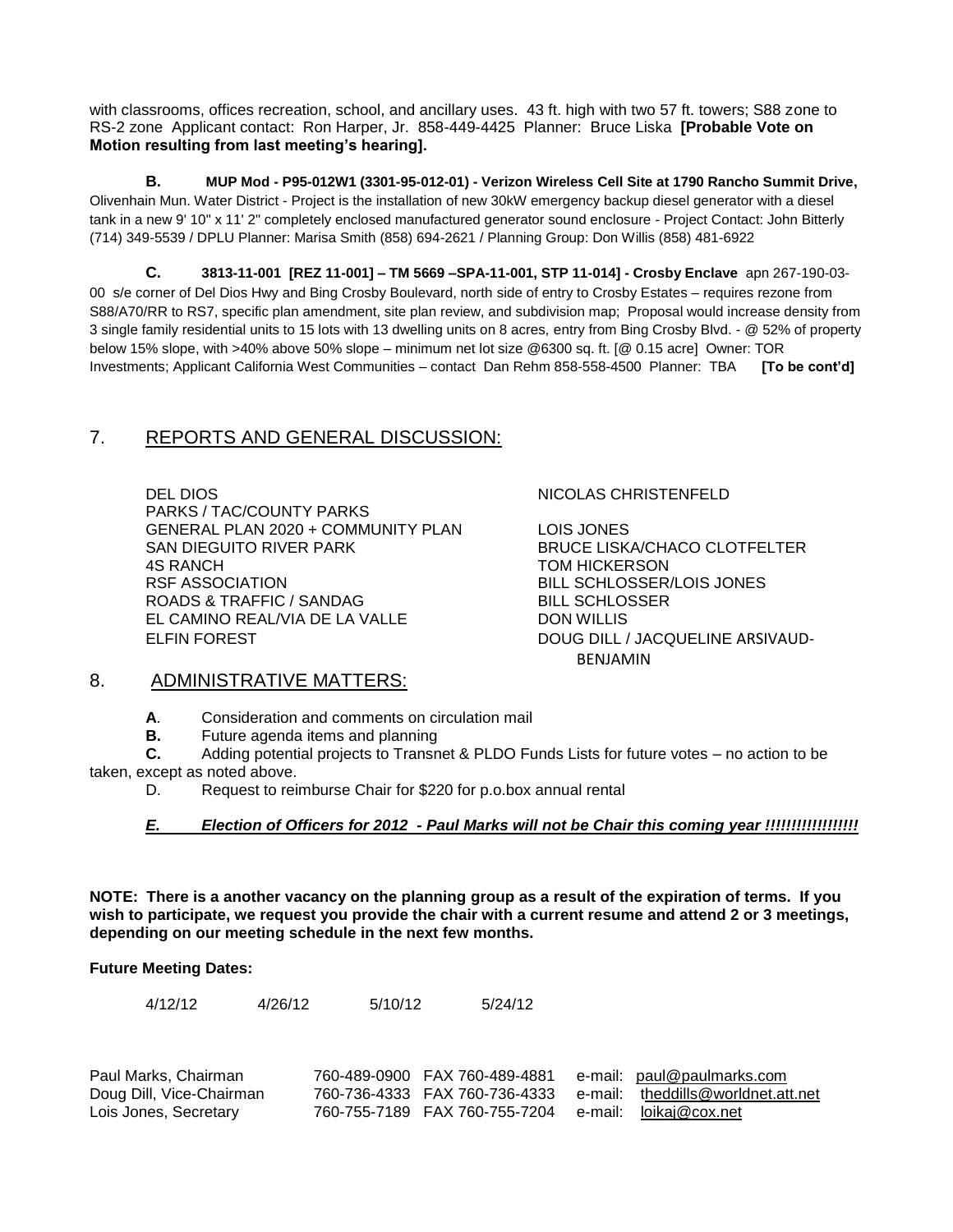with classrooms, offices recreation, school, and ancillary uses. 43 ft. high with two 57 ft. towers; S88 zone to RS-2 zone Applicant contact: Ron Harper, Jr. 858-449-4425 Planner: Bruce Liska **[Probable Vote on Motion resulting from last meeting's hearing].**

**B. MUP Mod - P95-012W1 (3301-95-012-01) - Verizon Wireless Cell Site at 1790 Rancho Summit Drive,** Olivenhain Mun. Water District - Project is the installation of new 30kW emergency backup diesel generator with a diesel tank in a new 9' 10" x 11' 2" completely enclosed manufactured generator sound enclosure - Project Contact: John Bitterly (714) 349-5539 / DPLU Planner: Marisa Smith (858) 694-2621 / Planning Group: Don Willis (858) 481-6922

**C. 3813-11-001 [REZ 11-001] – TM 5669 –SPA-11-001, STP 11-014] - Crosby Enclave** apn 267-190-03-00 s/e corner of Del Dios Hwy and Bing Crosby Boulevard, north side of entry to Crosby Estates – requires rezone from S88/A70/RR to RS7, specific plan amendment, site plan review, and subdivision map; Proposal would increase density from 3 single family residential units to 15 lots with 13 dwelling units on 8 acres, entry from Bing Crosby Blvd. - @ 52% of property below 15% slope, with >40% above 50% slope – minimum net lot size @6300 sq. ft. [@ 0.15 acre] Owner: TOR Investments; Applicant California West Communities – contact Dan Rehm 858-558-4500 Planner: TBA **[To be cont'd]**

## 7. REPORTS AND GENERAL DISCUSSION:

| | |
|---|---|
| DEL DIOS | NICOLAS CHRISTENFELD |
| PARKS / TAC/COUNTY PARKS | |
| GENERAL PLAN 2020 + COMMUNITY PLAN | LOIS JONES |
| SAN DIEGUITO RIVER PARK | BRUCE LISKA/CHACO CLOTFELTER |
| 4S RANCH | TOM HICKERSON |
| RSF ASSOCIATION | BILL SCHLOSSER/LOIS JONES |
| ROADS & TRAFFIC / SANDAG | BILL SCHLOSSER |
| EL CAMINO REAL/VIA DE LA VALLE | DON WILLIS |
| ELFIN FOREST | DOUG DILL / JACQUELINE ARSIVAUD-BENJAMIN |

## 8. ADMINISTRATIVE MATTERS:

**A**. Consideration and comments on circulation mail

**B.** Future agenda items and planning

**C.** Adding potential projects to Transnet & PLDO Funds Lists for future votes – no action to be taken, except as noted above.

D. Request to reimburse Chair for $220 for p.o.box annual rental

***E. Election of Officers for 2012 - Paul Marks will not be Chair this coming year !!!!!!!!!!!!!!!!!***

**NOTE: There is a another vacancy on the planning group as a result of the expiration of terms. If you wish to participate, we request you provide the chair with a current resume and attend 2 or 3 meetings, depending on our meeting schedule in the next few months.**

**Future Meeting Dates:**

4/12/12 4/26/12 5/10/12 5/24/12

| | | | |
|---|---|---|---|
| Paul Marks, Chairman | 760-489-0900 | FAX 760-489-4881 | e-mail: paul@paulmarks.com |
| Doug Dill, Vice-Chairman | 760-736-4333 | FAX 760-736-4333 | e-mail: theddills@worldnet.att.net |
| Lois Jones, Secretary | 760-755-7189 | FAX 760-755-7204 | e-mail: loikaj@cox.net |